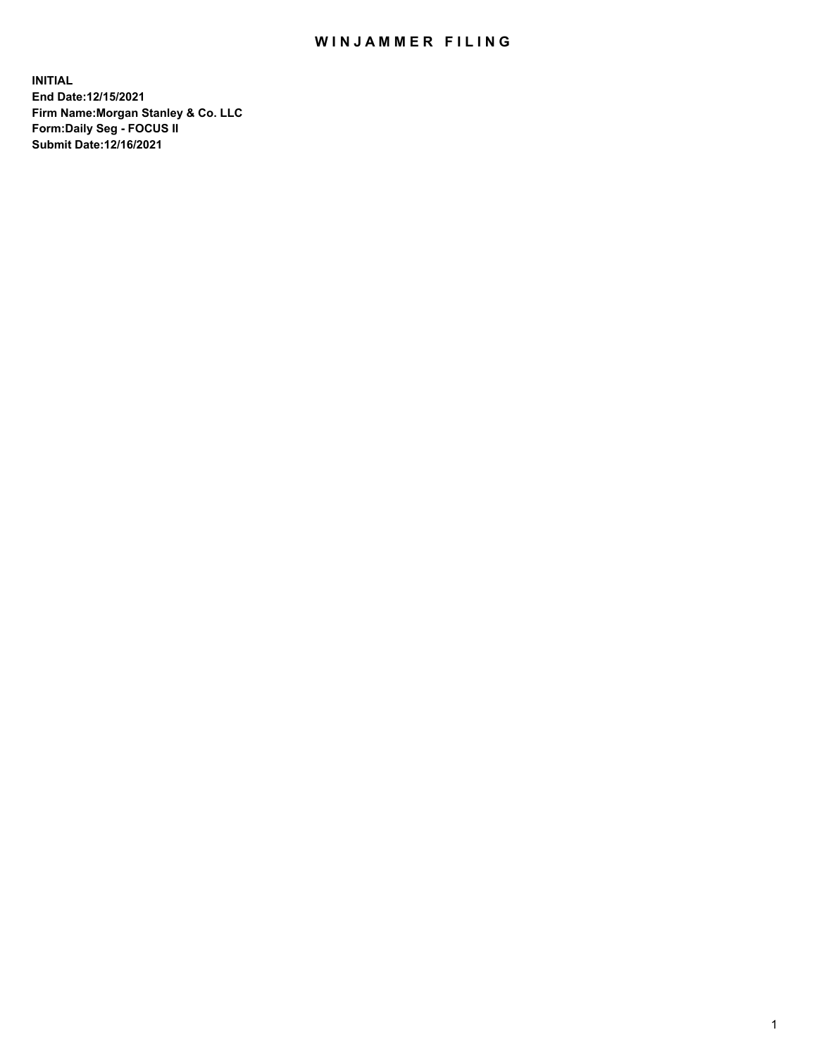# WINJAMMER FILING

**INITIAL**
**End Date:12/15/2021**
**Firm Name:Morgan Stanley & Co. LLC**
**Form:Daily Seg - FOCUS II**
**Submit Date:12/16/2021**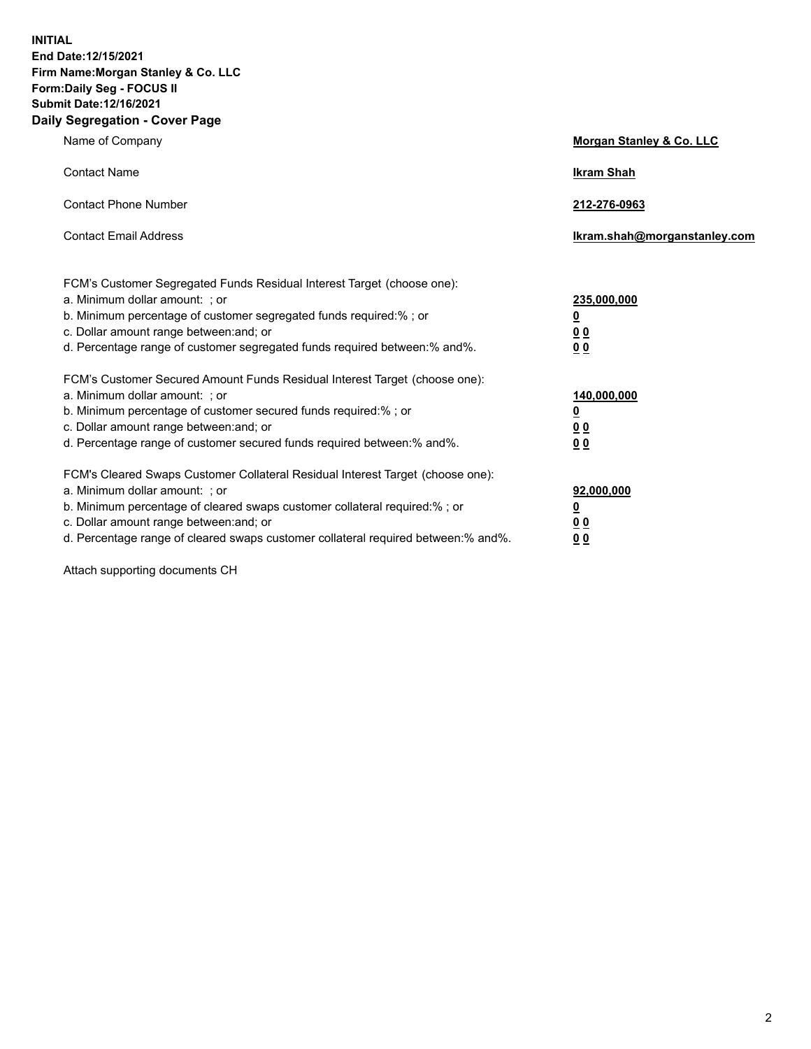**INITIAL**
**End Date:12/15/2021**
**Firm Name:Morgan Stanley & Co. LLC**
**Form:Daily Seg - FOCUS II**
**Submit Date:12/16/2021**

## Daily Segregation - Cover Page

| | |
|---|---|
| Name of Company | **Morgan Stanley & Co. LLC** |
| Contact Name | **Ikram Shah** |
| Contact Phone Number | **212-276-0963** |
| Contact Email Address | **Ikram.shah@morganstanley.com** |

| | |
|---|---|
| FCM's Customer Segregated Funds Residual Interest Target (choose one): | |
| a. Minimum dollar amount: ; or | **235,000,000** |
| b. Minimum percentage of customer segregated funds required:% ; or | **0** |
| c. Dollar amount range between:and; or | **0 0** |
| d. Percentage range of customer segregated funds required between:% and%. | **0 0** |
| FCM's Customer Secured Amount Funds Residual Interest Target (choose one): | |
| a. Minimum dollar amount: ; or | **140,000,000** |
| b. Minimum percentage of customer secured funds required:% ; or | **0** |
| c. Dollar amount range between:and; or | **0 0** |
| d. Percentage range of customer secured funds required between:% and%. | **0 0** |
| FCM's Cleared Swaps Customer Collateral Residual Interest Target (choose one): | |
| a. Minimum dollar amount: ; or | **92,000,000** |
| b. Minimum percentage of cleared swaps customer collateral required:% ; or | **0** |
| c. Dollar amount range between:and; or | **0 0** |
| d. Percentage range of cleared swaps customer collateral required between:% and%. | **0 0** |

Attach supporting documents CH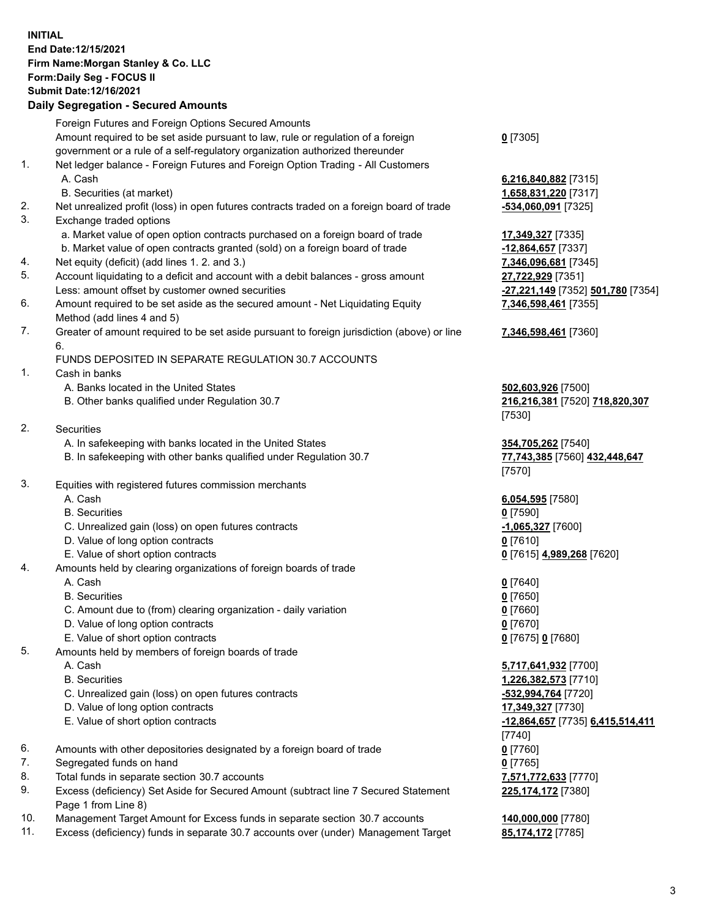**INITIAL**
**End Date:12/15/2021**
**Firm Name:Morgan Stanley & Co. LLC**
**Form:Daily Seg - FOCUS II**
**Submit Date:12/16/2021**

## Daily Segregation - Secured Amounts

| | | |
|---|---|---|
| | Foreign Futures and Foreign Options Secured Amounts | |
| | Amount required to be set aside pursuant to law, rule or regulation of a foreign government or a rule of a self-regulatory organization authorized thereunder | **0** [7305] |
| 1. | Net ledger balance - Foreign Futures and Foreign Option Trading - All Customers | |
| | A. Cash | **6,216,840,882** [7315] |
| | B. Securities (at market) | **1,658,831,220** [7317] |
| 2. | Net unrealized profit (loss) in open futures contracts traded on a foreign board of trade | **-534,060,091** [7325] |
| 3. | Exchange traded options | |
| | a. Market value of open option contracts purchased on a foreign board of trade | **17,349,327** [7335] |
| | b. Market value of open contracts granted (sold) on a foreign board of trade | **-12,864,657** [7337] |
| 4. | Net equity (deficit) (add lines 1. 2. and 3.) | **7,346,096,681** [7345] |
| 5. | Account liquidating to a deficit and account with a debit balances - gross amount | **27,722,929** [7351] |
| | Less: amount offset by customer owned securities | **-27,221,149** [7352] **501,780** [7354] |
| 6. | Amount required to be set aside as the secured amount - Net Liquidating Equity Method (add lines 4 and 5) | **7,346,598,461** [7355] |
| 7. | Greater of amount required to be set aside pursuant to foreign jurisdiction (above) or line 6. | **7,346,598,461** [7360] |
| | FUNDS DEPOSITED IN SEPARATE REGULATION 30.7 ACCOUNTS | |
| 1. | Cash in banks | |
| | A. Banks located in the United States | **502,603,926** [7500] |
| | B. Other banks qualified under Regulation 30.7 | **216,216,381** [7520] **718,820,307** [7530] |
| 2. | Securities | |
| | A. In safekeeping with banks located in the United States | **354,705,262** [7540] |
| | B. In safekeeping with other banks qualified under Regulation 30.7 | **77,743,385** [7560] **432,448,647** [7570] |
| 3. | Equities with registered futures commission merchants | |
| | A. Cash | **6,054,595** [7580] |
| | B. Securities | **0** [7590] |
| | C. Unrealized gain (loss) on open futures contracts | **-1,065,327** [7600] |
| | D. Value of long option contracts | **0** [7610] |
| | E. Value of short option contracts | **0** [7615] **4,989,268** [7620] |
| 4. | Amounts held by clearing organizations of foreign boards of trade | |
| | A. Cash | **0** [7640] |
| | B. Securities | **0** [7650] |
| | C. Amount due to (from) clearing organization - daily variation | **0** [7660] |
| | D. Value of long option contracts | **0** [7670] |
| | E. Value of short option contracts | **0** [7675] **0** [7680] |
| 5. | Amounts held by members of foreign boards of trade | |
| | A. Cash | **5,717,641,932** [7700] |
| | B. Securities | **1,226,382,573** [7710] |
| | C. Unrealized gain (loss) on open futures contracts | **-532,994,764** [7720] |
| | D. Value of long option contracts | **17,349,327** [7730] |
| | E. Value of short option contracts | **-12,864,657** [7735] **6,415,514,411** [7740] |
| 6. | Amounts with other depositories designated by a foreign board of trade | **0** [7760] |
| 7. | Segregated funds on hand | **0** [7765] |
| 8. | Total funds in separate section 30.7 accounts | **7,571,772,633** [7770] |
| 9. | Excess (deficiency) Set Aside for Secured Amount (subtract line 7 Secured Statement Page 1 from Line 8) | **225,174,172** [7380] |
| 10. | Management Target Amount for Excess funds in separate section 30.7 accounts | **140,000,000** [7780] |
| 11. | Excess (deficiency) funds in separate 30.7 accounts over (under) Management Target | **85,174,172** [7785] |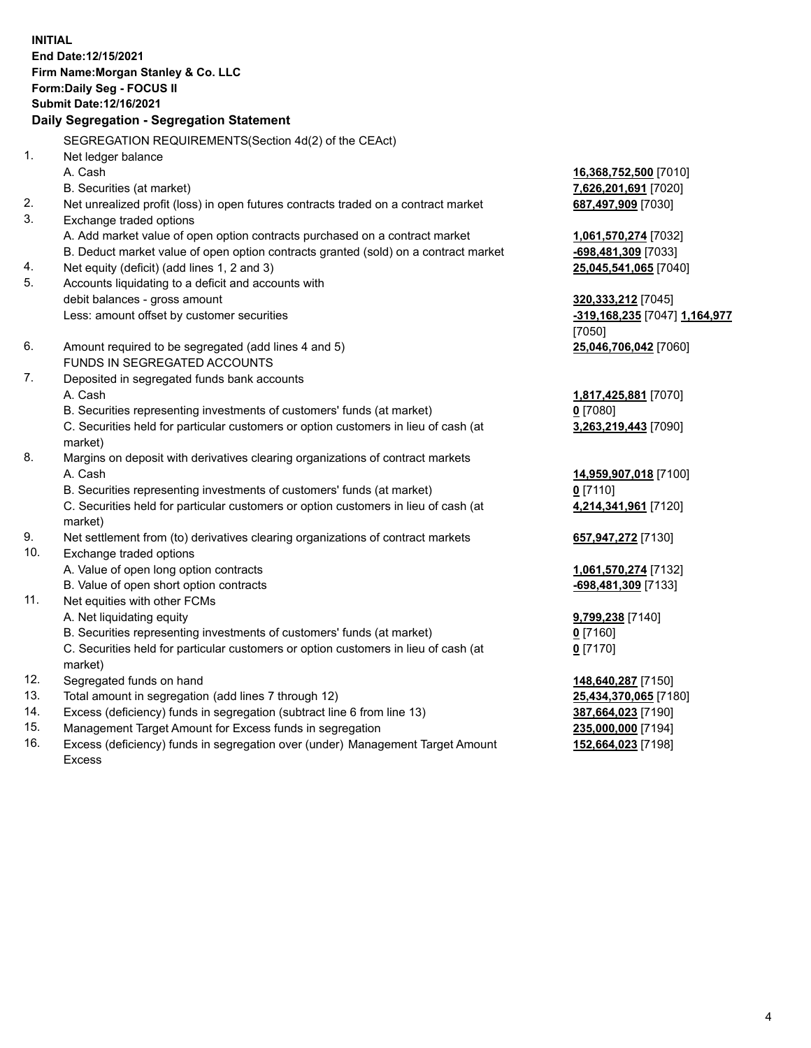**INITIAL**
**End Date:12/15/2021**
**Firm Name:Morgan Stanley & Co. LLC**
**Form:Daily Seg - FOCUS II**
**Submit Date:12/16/2021**

**Daily Segregation - Segregation Statement**

| | | |
|---|---|---|
| | SEGREGATION REQUIREMENTS(Section 4d(2) of the CEAct) | |
| 1. | Net ledger balance | |
| | A. Cash | **16,368,752,500** [7010] |
| | B. Securities (at market) | **7,626,201,691** [7020] |
| 2. | Net unrealized profit (loss) in open futures contracts traded on a contract market | **687,497,909** [7030] |
| 3. | Exchange traded options | |
| | A. Add market value of open option contracts purchased on a contract market | **1,061,570,274** [7032] |
| | B. Deduct market value of open option contracts granted (sold) on a contract market | **-698,481,309** [7033] |
| 4. | Net equity (deficit) (add lines 1, 2 and 3) | **25,045,541,065** [7040] |
| 5. | Accounts liquidating to a deficit and accounts with debit balances - gross amount | **320,333,212** [7045] |
| | Less: amount offset by customer securities | **-319,168,235** [7047] **1,164,977** [7050] |
| 6. | Amount required to be segregated (add lines 4 and 5) | **25,046,706,042** [7060] |
| | FUNDS IN SEGREGATED ACCOUNTS | |
| 7. | Deposited in segregated funds bank accounts | |
| | A. Cash | **1,817,425,881** [7070] |
| | B. Securities representing investments of customers' funds (at market) | **0** [7080] |
| | C. Securities held for particular customers or option customers in lieu of cash (at market) | **3,263,219,443** [7090] |
| 8. | Margins on deposit with derivatives clearing organizations of contract markets | |
| | A. Cash | **14,959,907,018** [7100] |
| | B. Securities representing investments of customers' funds (at market) | **0** [7110] |
| | C. Securities held for particular customers or option customers in lieu of cash (at market) | **4,214,341,961** [7120] |
| 9. | Net settlement from (to) derivatives clearing organizations of contract markets | **657,947,272** [7130] |
| 10. | Exchange traded options | |
| | A. Value of open long option contracts | **1,061,570,274** [7132] |
| | B. Value of open short option contracts | **-698,481,309** [7133] |
| 11. | Net equities with other FCMs | |
| | A. Net liquidating equity | **9,799,238** [7140] |
| | B. Securities representing investments of customers' funds (at market) | **0** [7160] |
| | C. Securities held for particular customers or option customers in lieu of cash (at market) | **0** [7170] |
| 12. | Segregated funds on hand | **148,640,287** [7150] |
| 13. | Total amount in segregation (add lines 7 through 12) | **25,434,370,065** [7180] |
| 14. | Excess (deficiency) funds in segregation (subtract line 6 from line 13) | **387,664,023** [7190] |
| 15. | Management Target Amount for Excess funds in segregation | **235,000,000** [7194] |
| 16. | Excess (deficiency) funds in segregation over (under) Management Target Amount Excess | **152,664,023** [7198] |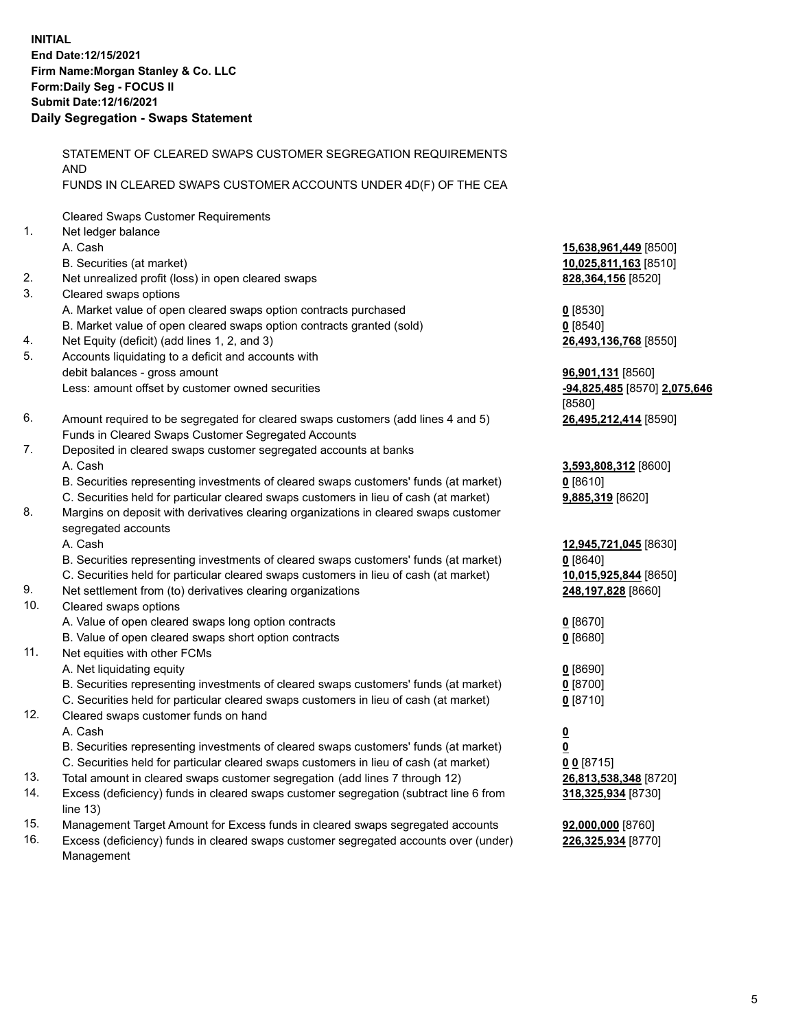**INITIAL**
**End Date:12/15/2021**
**Firm Name:Morgan Stanley & Co. LLC**
**Form:Daily Seg - FOCUS II**
**Submit Date:12/16/2021**
**Daily Segregation - Swaps Statement**

STATEMENT OF CLEARED SWAPS CUSTOMER SEGREGATION REQUIREMENTS AND
FUNDS IN CLEARED SWAPS CUSTOMER ACCOUNTS UNDER 4D(F) OF THE CEA

| | | |
|---|---|---|
| | Cleared Swaps Customer Requirements | |
| 1. | Net ledger balance | |
| | A. Cash | **15,638,961,449** [8500] |
| | B. Securities (at market) | **10,025,811,163** [8510] |
| 2. | Net unrealized profit (loss) in open cleared swaps | **828,364,156** [8520] |
| 3. | Cleared swaps options | |
| | A. Market value of open cleared swaps option contracts purchased | **0** [8530] |
| | B. Market value of open cleared swaps option contracts granted (sold) | **0** [8540] |
| 4. | Net Equity (deficit) (add lines 1, 2, and 3) | **26,493,136,768** [8550] |
| 5. | Accounts liquidating to a deficit and accounts with debit balances - gross amount | **96,901,131** [8560] |
| | Less: amount offset by customer owned securities | **-94,825,485** [8570] **2,075,646** [8580] |
| 6. | Amount required to be segregated for cleared swaps customers (add lines 4 and 5) | **26,495,212,414** [8590] |
| | Funds in Cleared Swaps Customer Segregated Accounts | |
| 7. | Deposited in cleared swaps customer segregated accounts at banks | |
| | A. Cash | **3,593,808,312** [8600] |
| | B. Securities representing investments of cleared swaps customers' funds (at market) | **0** [8610] |
| | C. Securities held for particular cleared swaps customers in lieu of cash (at market) | **9,885,319** [8620] |
| 8. | Margins on deposit with derivatives clearing organizations in cleared swaps customer segregated accounts | |
| | A. Cash | **12,945,721,045** [8630] |
| | B. Securities representing investments of cleared swaps customers' funds (at market) | **0** [8640] |
| | C. Securities held for particular cleared swaps customers in lieu of cash (at market) | **10,015,925,844** [8650] |
| 9. | Net settlement from (to) derivatives clearing organizations | **248,197,828** [8660] |
| 10. | Cleared swaps options | |
| | A. Value of open cleared swaps long option contracts | **0** [8670] |
| | B. Value of open cleared swaps short option contracts | **0** [8680] |
| 11. | Net equities with other FCMs | |
| | A. Net liquidating equity | **0** [8690] |
| | B. Securities representing investments of cleared swaps customers' funds (at market) | **0** [8700] |
| | C. Securities held for particular cleared swaps customers in lieu of cash (at market) | **0** [8710] |
| 12. | Cleared swaps customer funds on hand | |
| | A. Cash | **0** |
| | B. Securities representing investments of cleared swaps customers' funds (at market) | **0** |
| | C. Securities held for particular cleared swaps customers in lieu of cash (at market) | **0** **0** [8715] |
| 13. | Total amount in cleared swaps customer segregation (add lines 7 through 12) | **26,813,538,348** [8720] |
| 14. | Excess (deficiency) funds in cleared swaps customer segregation (subtract line 6 from line 13) | **318,325,934** [8730] |
| 15. | Management Target Amount for Excess funds in cleared swaps segregated accounts | **92,000,000** [8760] |
| 16. | Excess (deficiency) funds in cleared swaps customer segregated accounts over (under) Management | **226,325,934** [8770] |